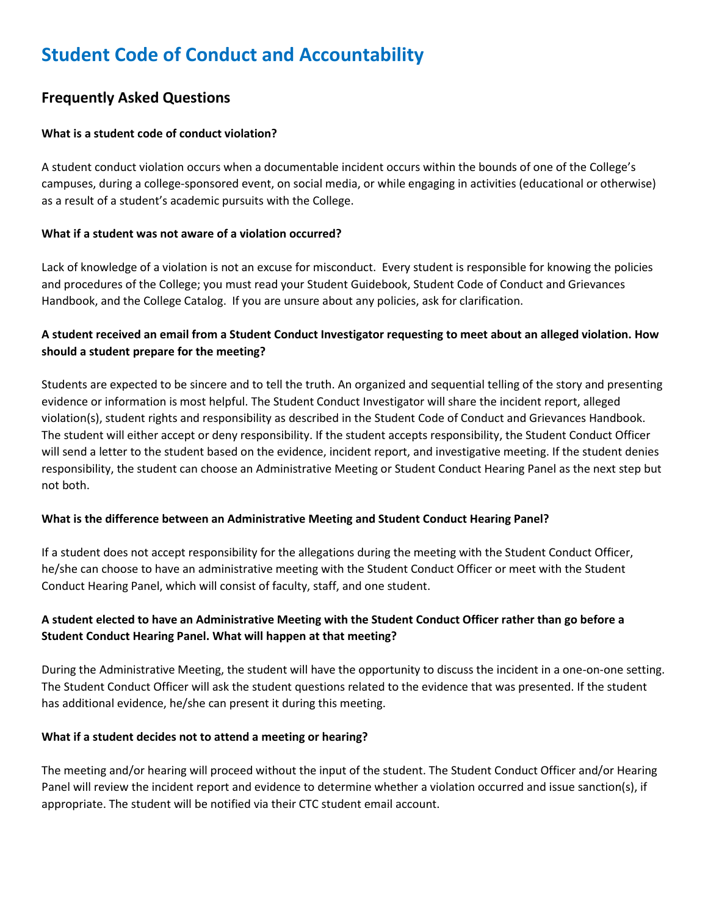# Student Code of Conduct and Accountability

## Frequently Asked Questions

**What is a student code of conduct violation?**

A student conduct violation occurs when a documentable incident occurs within the bounds of one of the College's campuses, during a college-sponsored event, on social media, or while engaging in activities (educational or otherwise) as a result of a student's academic pursuits with the College.

**What if a student was not aware of a violation occurred?**

Lack of knowledge of a violation is not an excuse for misconduct. Every student is responsible for knowing the policies and procedures of the College; you must read your Student Guidebook, Student Code of Conduct and Grievances Handbook, and the College Catalog. If you are unsure about any policies, ask for clarification.

**A student received an email from a Student Conduct Investigator requesting to meet about an alleged violation. How should a student prepare for the meeting?**

Students are expected to be sincere and to tell the truth. An organized and sequential telling of the story and presenting evidence or information is most helpful. The Student Conduct Investigator will share the incident report, alleged violation(s), student rights and responsibility as described in the Student Code of Conduct and Grievances Handbook. The student will either accept or deny responsibility. If the student accepts responsibility, the Student Conduct Officer will send a letter to the student based on the evidence, incident report, and investigative meeting. If the student denies responsibility, the student can choose an Administrative Meeting or Student Conduct Hearing Panel as the next step but not both.

**What is the difference between an Administrative Meeting and Student Conduct Hearing Panel?**

If a student does not accept responsibility for the allegations during the meeting with the Student Conduct Officer, he/she can choose to have an administrative meeting with the Student Conduct Officer or meet with the Student Conduct Hearing Panel, which will consist of faculty, staff, and one student.

**A student elected to have an Administrative Meeting with the Student Conduct Officer rather than go before a Student Conduct Hearing Panel. What will happen at that meeting?**

During the Administrative Meeting, the student will have the opportunity to discuss the incident in a one-on-one setting. The Student Conduct Officer will ask the student questions related to the evidence that was presented. If the student has additional evidence, he/she can present it during this meeting.

**What if a student decides not to attend a meeting or hearing?**

The meeting and/or hearing will proceed without the input of the student. The Student Conduct Officer and/or Hearing Panel will review the incident report and evidence to determine whether a violation occurred and issue sanction(s), if appropriate. The student will be notified via their CTC student email account.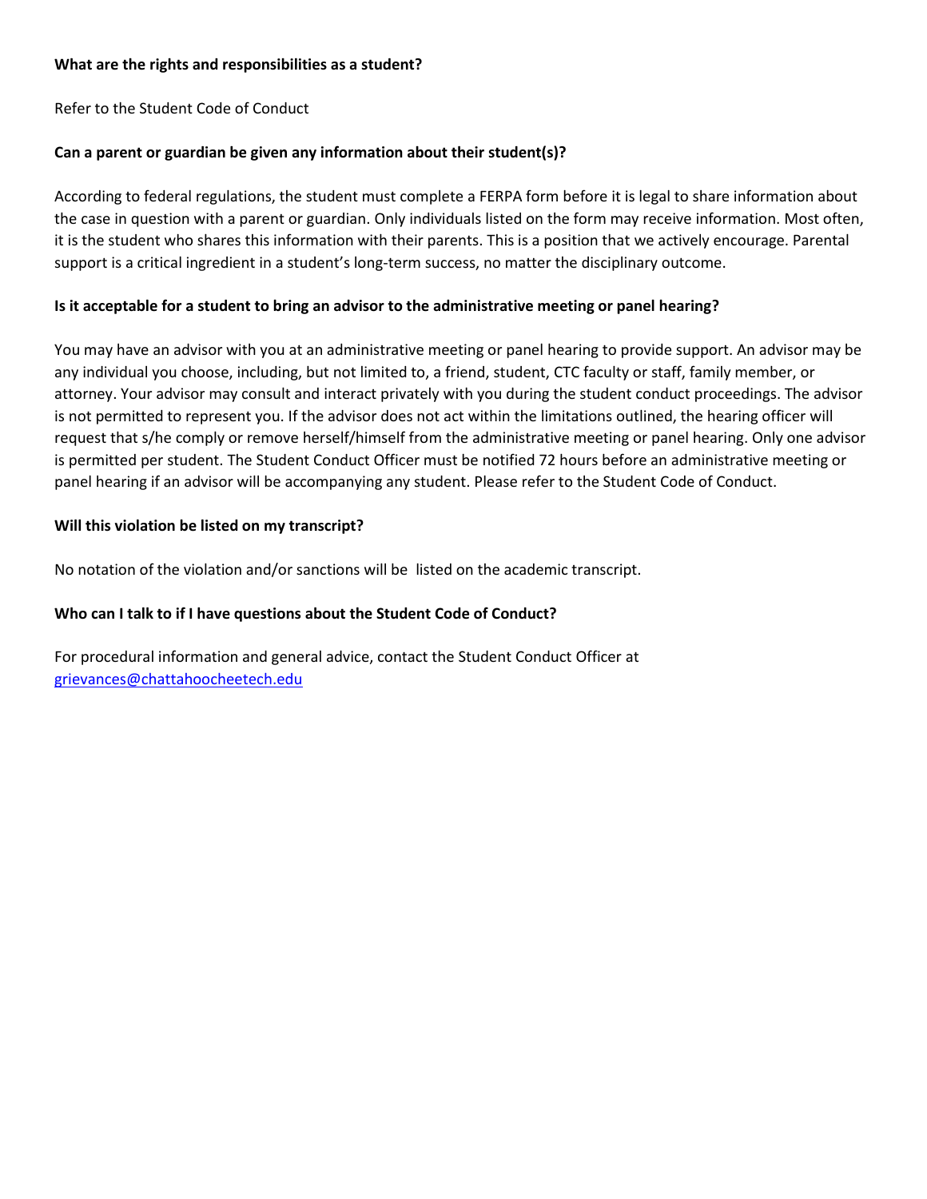**What are the rights and responsibilities as a student?**

Refer to the Student Code of Conduct

**Can a parent or guardian be given any information about their student(s)?**

According to federal regulations, the student must complete a FERPA form before it is legal to share information about the case in question with a parent or guardian. Only individuals listed on the form may receive information. Most often, it is the student who shares this information with their parents. This is a position that we actively encourage. Parental support is a critical ingredient in a student's long-term success, no matter the disciplinary outcome.

**Is it acceptable for a student to bring an advisor to the administrative meeting or panel hearing?**

You may have an advisor with you at an administrative meeting or panel hearing to provide support. An advisor may be any individual you choose, including, but not limited to, a friend, student, CTC faculty or staff, family member, or attorney. Your advisor may consult and interact privately with you during the student conduct proceedings. The advisor is not permitted to represent you. If the advisor does not act within the limitations outlined, the hearing officer will request that s/he comply or remove herself/himself from the administrative meeting or panel hearing. Only one advisor is permitted per student. The Student Conduct Officer must be notified 72 hours before an administrative meeting or panel hearing if an advisor will be accompanying any student. Please refer to the Student Code of Conduct.

**Will this violation be listed on my transcript?**

No notation of the violation and/or sanctions will be listed on the academic transcript.

**Who can I talk to if I have questions about the Student Code of Conduct?**

For procedural information and general advice, contact the Student Conduct Officer at [grievances@chattahoocheetech.edu](mailto:grievances@chattahoocheetech.edu)